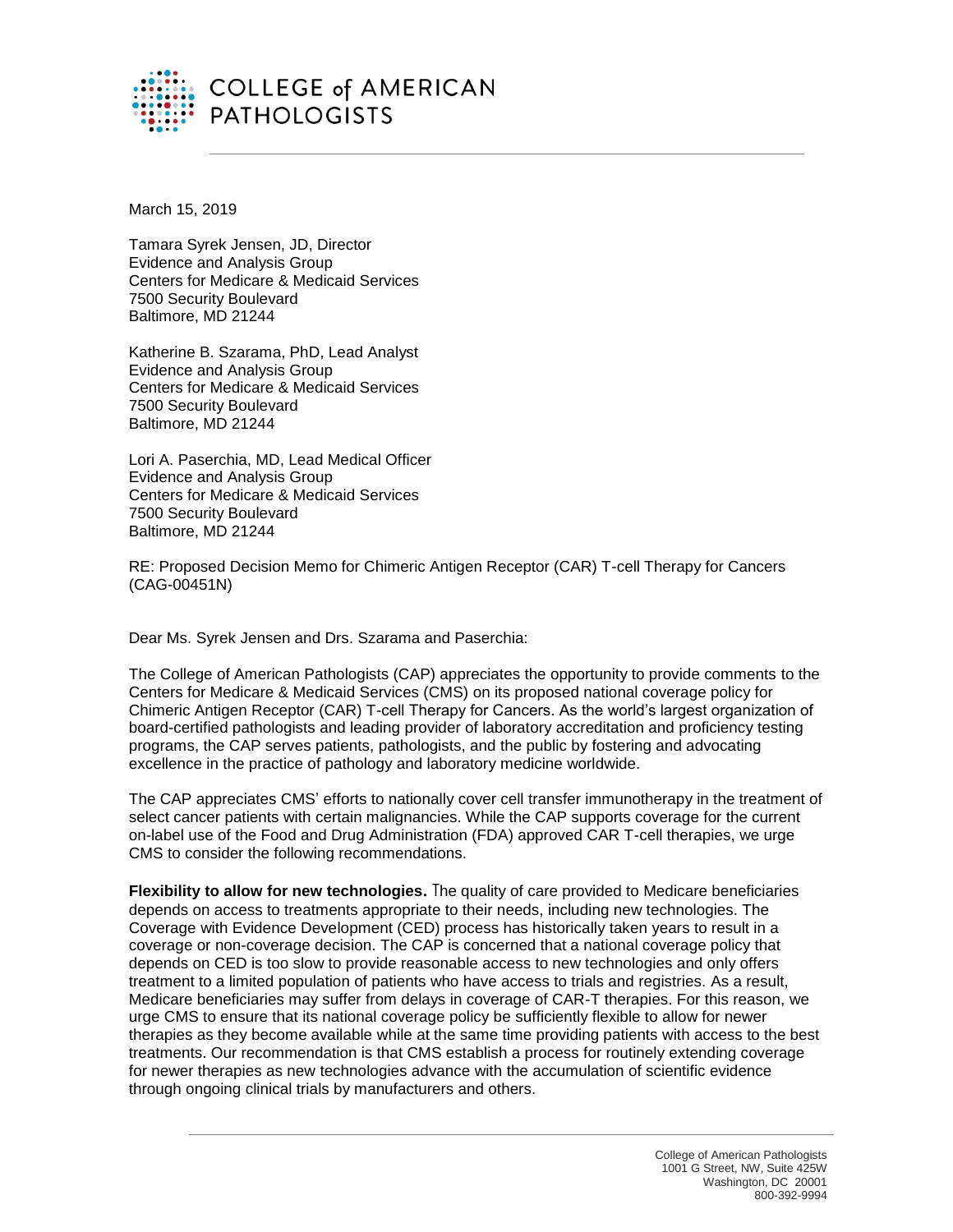# COLLEGE of AMERICAN PATHOLOGISTS

March 15, 2019

Tamara Syrek Jensen, JD, Director
Evidence and Analysis Group
Centers for Medicare & Medicaid Services
7500 Security Boulevard
Baltimore, MD 21244

Katherine B. Szarama, PhD, Lead Analyst
Evidence and Analysis Group
Centers for Medicare & Medicaid Services
7500 Security Boulevard
Baltimore, MD 21244

Lori A. Paserchia, MD, Lead Medical Officer
Evidence and Analysis Group
Centers for Medicare & Medicaid Services
7500 Security Boulevard
Baltimore, MD 21244

RE: Proposed Decision Memo for Chimeric Antigen Receptor (CAR) T-cell Therapy for Cancers (CAG-00451N)

Dear Ms. Syrek Jensen and Drs. Szarama and Paserchia:

The College of American Pathologists (CAP) appreciates the opportunity to provide comments to the Centers for Medicare & Medicaid Services (CMS) on its proposed national coverage policy for Chimeric Antigen Receptor (CAR) T-cell Therapy for Cancers. As the world's largest organization of board-certified pathologists and leading provider of laboratory accreditation and proficiency testing programs, the CAP serves patients, pathologists, and the public by fostering and advocating excellence in the practice of pathology and laboratory medicine worldwide.

The CAP appreciates CMS' efforts to nationally cover cell transfer immunotherapy in the treatment of select cancer patients with certain malignancies. While the CAP supports coverage for the current on-label use of the Food and Drug Administration (FDA) approved CAR T-cell therapies, we urge CMS to consider the following recommendations.

**Flexibility to allow for new technologies.** The quality of care provided to Medicare beneficiaries depends on access to treatments appropriate to their needs, including new technologies. The Coverage with Evidence Development (CED) process has historically taken years to result in a coverage or non-coverage decision. The CAP is concerned that a national coverage policy that depends on CED is too slow to provide reasonable access to new technologies and only offers treatment to a limited population of patients who have access to trials and registries. As a result, Medicare beneficiaries may suffer from delays in coverage of CAR-T therapies. For this reason, we urge CMS to ensure that its national coverage policy be sufficiently flexible to allow for newer therapies as they become available while at the same time providing patients with access to the best treatments. Our recommendation is that CMS establish a process for routinely extending coverage for newer therapies as new technologies advance with the accumulation of scientific evidence through ongoing clinical trials by manufacturers and others.

College of American Pathologists
1001 G Street, NW, Suite 425W
Washington, DC 20001
800-392-9994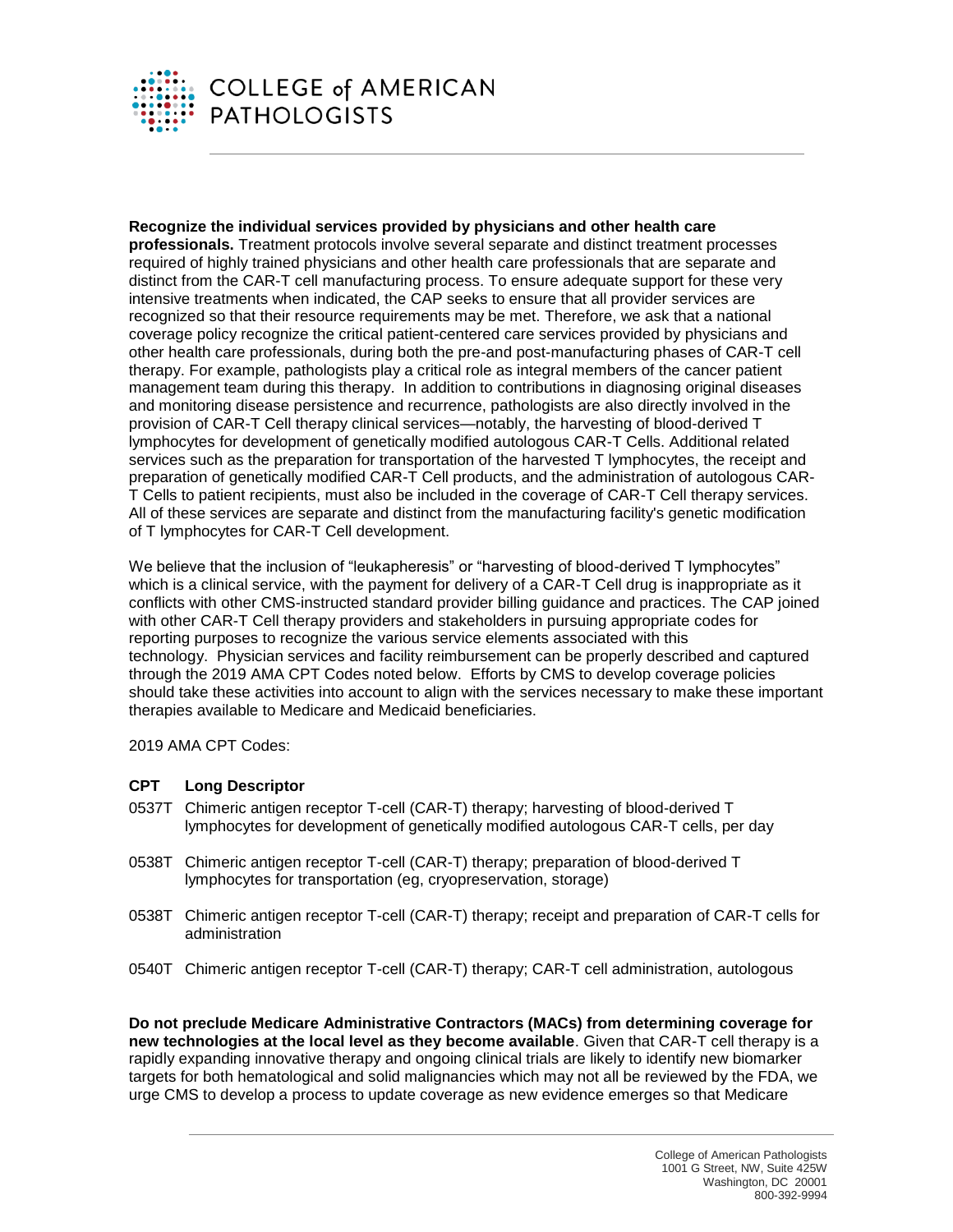**Recognize the individual services provided by physicians and other health care professionals.** Treatment protocols involve several separate and distinct treatment processes required of highly trained physicians and other health care professionals that are separate and distinct from the CAR-T cell manufacturing process. To ensure adequate support for these very intensive treatments when indicated, the CAP seeks to ensure that all provider services are recognized so that their resource requirements may be met. Therefore, we ask that a national coverage policy recognize the critical patient-centered care services provided by physicians and other health care professionals, during both the pre-and post-manufacturing phases of CAR-T cell therapy. For example, pathologists play a critical role as integral members of the cancer patient management team during this therapy. In addition to contributions in diagnosing original diseases and monitoring disease persistence and recurrence, pathologists are also directly involved in the provision of CAR-T Cell therapy clinical services—notably, the harvesting of blood-derived T lymphocytes for development of genetically modified autologous CAR-T Cells. Additional related services such as the preparation for transportation of the harvested T lymphocytes, the receipt and preparation of genetically modified CAR-T Cell products, and the administration of autologous CAR-T Cells to patient recipients, must also be included in the coverage of CAR-T Cell therapy services. All of these services are separate and distinct from the manufacturing facility's genetic modification of T lymphocytes for CAR-T Cell development.

We believe that the inclusion of "leukapheresis" or "harvesting of blood-derived T lymphocytes" which is a clinical service, with the payment for delivery of a CAR-T Cell drug is inappropriate as it conflicts with other CMS-instructed standard provider billing guidance and practices. The CAP joined with other CAR-T Cell therapy providers and stakeholders in pursuing appropriate codes for reporting purposes to recognize the various service elements associated with this technology. Physician services and facility reimbursement can be properly described and captured through the 2019 AMA CPT Codes noted below. Efforts by CMS to develop coverage policies should take these activities into account to align with the services necessary to make these important therapies available to Medicare and Medicaid beneficiaries.

2019 AMA CPT Codes:

| CPT | Long Descriptor |
|---|---|
| 0537T | Chimeric antigen receptor T-cell (CAR-T) therapy; harvesting of blood-derived T lymphocytes for development of genetically modified autologous CAR-T cells, per day |
| 0538T | Chimeric antigen receptor T-cell (CAR-T) therapy; preparation of blood-derived T lymphocytes for transportation (eg, cryopreservation, storage) |
| 0538T | Chimeric antigen receptor T-cell (CAR-T) therapy; receipt and preparation of CAR-T cells for administration |
| 0540T | Chimeric antigen receptor T-cell (CAR-T) therapy; CAR-T cell administration, autologous |

**Do not preclude Medicare Administrative Contractors (MACs) from determining coverage for new technologies at the local level as they become available**. Given that CAR-T cell therapy is a rapidly expanding innovative therapy and ongoing clinical trials are likely to identify new biomarker targets for both hematological and solid malignancies which may not all be reviewed by the FDA, we urge CMS to develop a process to update coverage as new evidence emerges so that Medicare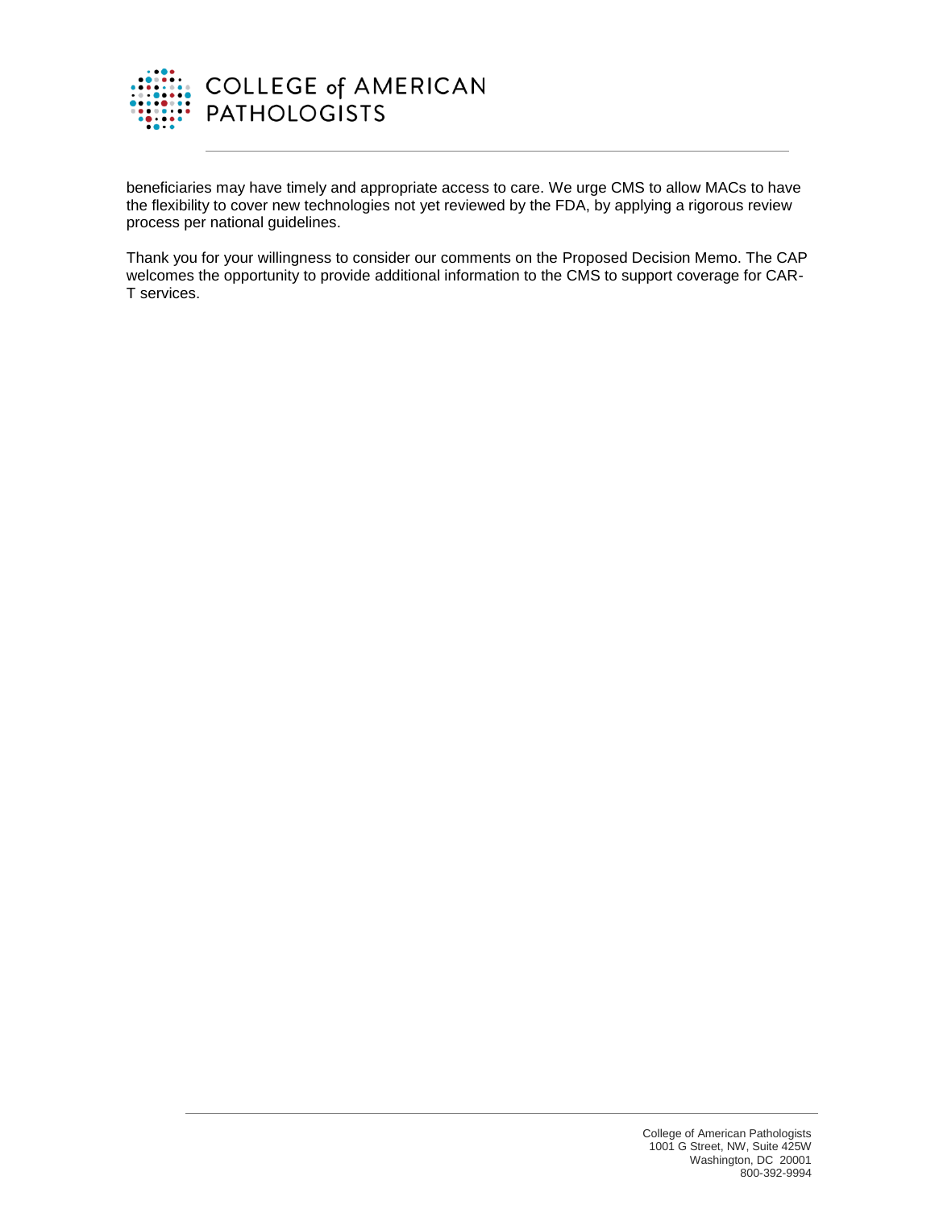beneficiaries may have timely and appropriate access to care. We urge CMS to allow MACs to have the flexibility to cover new technologies not yet reviewed by the FDA, by applying a rigorous review process per national guidelines.

Thank you for your willingness to consider our comments on the Proposed Decision Memo. The CAP welcomes the opportunity to provide additional information to the CMS to support coverage for CAR-T services.